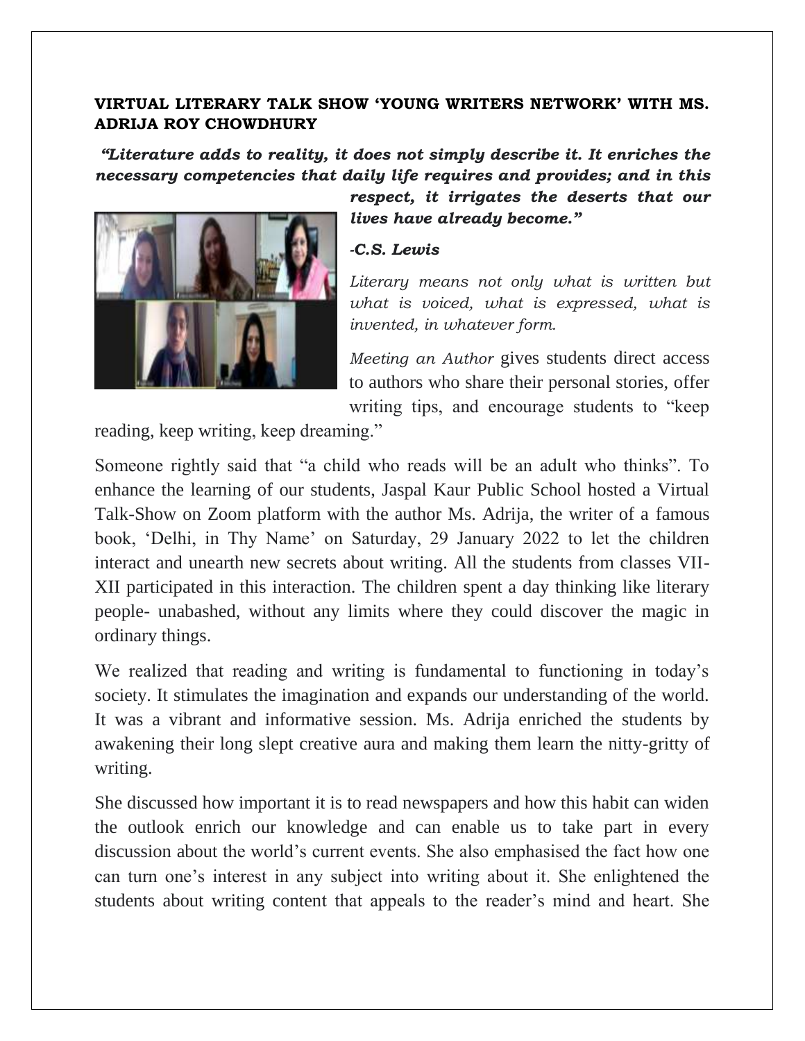**VIRTUAL LITERARY TALK SHOW 'YOUNG WRITERS NETWORK' WITH MS. ADRIJA ROY CHOWDHURY**

***"Literature adds to reality, it does not simply describe it. It enriches the necessary competencies that daily life requires and provides; and in this respect, it irrigates the deserts that our lives have already become."***

***-C.S. Lewis***

*Literary means not only what is written but what is voiced, what is expressed, what is invented, in whatever form.*

*Meeting an Author* gives students direct access to authors who share their personal stories, offer writing tips, and encourage students to "keep reading, keep writing, keep dreaming."

Someone rightly said that "a child who reads will be an adult who thinks". To enhance the learning of our students, Jaspal Kaur Public School hosted a Virtual Talk-Show on Zoom platform with the author Ms. Adrija, the writer of a famous book, 'Delhi, in Thy Name' on Saturday, 29 January 2022 to let the children interact and unearth new secrets about writing. All the students from classes VII-XII participated in this interaction. The children spent a day thinking like literary people- unabashed, without any limits where they could discover the magic in ordinary things.

We realized that reading and writing is fundamental to functioning in today's society. It stimulates the imagination and expands our understanding of the world. It was a vibrant and informative session. Ms. Adrija enriched the students by awakening their long slept creative aura and making them learn the nitty-gritty of writing.

She discussed how important it is to read newspapers and how this habit can widen the outlook enrich our knowledge and can enable us to take part in every discussion about the world's current events. She also emphasised the fact how one can turn one's interest in any subject into writing about it. She enlightened the students about writing content that appeals to the reader's mind and heart. She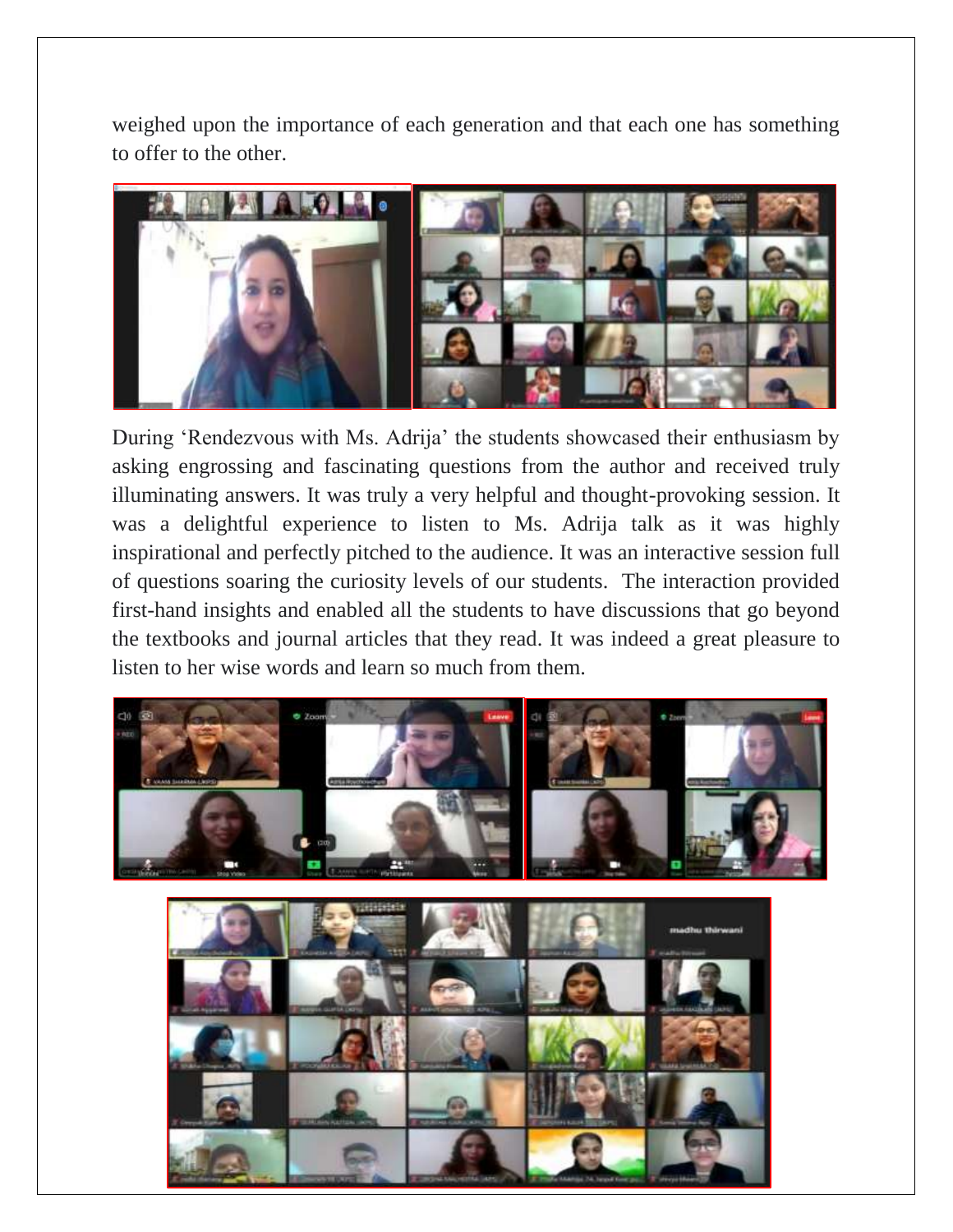weighed upon the importance of each generation and that each one has something to offer to the other.

During 'Rendezvous with Ms. Adrija' the students showcased their enthusiasm by asking engrossing and fascinating questions from the author and received truly illuminating answers. It was truly a very helpful and thought-provoking session. It was a delightful experience to listen to Ms. Adrija talk as it was highly inspirational and perfectly pitched to the audience. It was an interactive session full of questions soaring the curiosity levels of our students. The interaction provided first-hand insights and enabled all the students to have discussions that go beyond the textbooks and journal articles that they read. It was indeed a great pleasure to listen to her wise words and learn so much from them.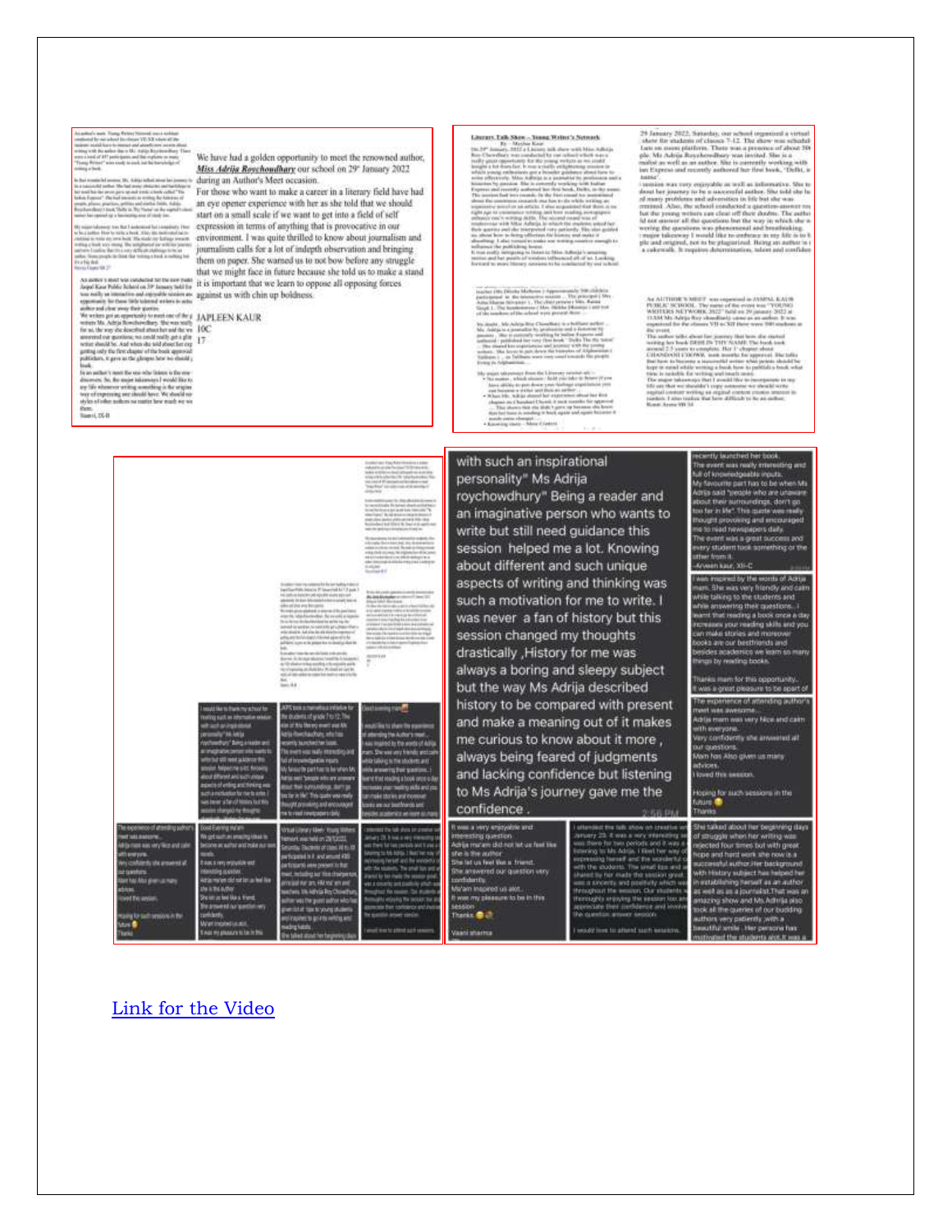We have had a golden opportunity to meet the renowned author, **Miss Adrija Roychoudhary** our school on 29th January 2022 during an Author's Meet occasion.

For those who want to make a career in a literary field have had an eye opener experience with her as she told that we should start on a small scale if we want to get into a field of self expression in terms of anything that is provocative in our environment. I was quite thrilled to know about journalism and journalism calls for a lot of indepth observation and bringing them on paper. She warned us to not bow before any struggle that we might face in future because she told us to make a stand it is important that we learn to oppose all opposing forces against us with chin up boldness.

JAPLEEN KAUR
10C
17

with such an inspirational personality" Ms Adrija roychowdhury" Being a reader and an imaginative person who wants to write but still need guidance this session helped me a lot. Knowing about different and such unique aspects of writing and thinking was such a motivation for me to write. I was never a fan of history but this session changed my thoughts drastically ,History for me was always a boring and sleepy subject but the way Ms Adrija described history to be compared with present and make a meaning out of it makes me curious to know about it more , always being feared of judgments and lacking confidence but listening to Ms Adrija's journey gave me the confidence .

2:56 PM

recently launched her book.
The event was really interesting and full of knowledgeable inputs.
My favourite part has to be when Ms Adrija said "people who are unaware about their surroundings, don't go too far in life". This quote was really thought provoking and encouraged me to read newspapers daily.
The event was a great success and every student took something or the other from it.
-Arveen kaur, XII-C

I was inspired by the words of Adrija mam. She was very friendly and calm while talking to the students and while answering their questions...I learnt that reading a book once a day increases your reading skills and you can make stories and moreover books are our bestfriends and besides academics we learn so many things by reading books.
Thanks mam for this opportunity..
It was a great pleasure to be apart of

The experience of attending author's meet was awesome...
Adrija mam was very Nice and calm with everyone.
Very confidently she answered all our questions.
Mam has Also given us many advices.
I loved this session.
Hoping for such sessions in the future 😊
Thanks

It was a very enjoyable and interesting question
Adrija ma'am did not let us feel like she is the author
She let us feel like a friend.
She answered our question very confidently.
Ma'am inspired us alot..
It was my pleasure to be in this session
Thanks
Vaani sharma

She talked about her beginning days of struggle when her writing was rejected four times but with great hope and hard work she now is a successful author.Her background with History subject has helped her in establishing herself as an author as well as as a journalist.That was an amazing show and Ms Adrija also took all the queries of our budding authors very patiently with a beautiful smile . Her persona has motivated the students alot.It was a

[Link for the Video]()